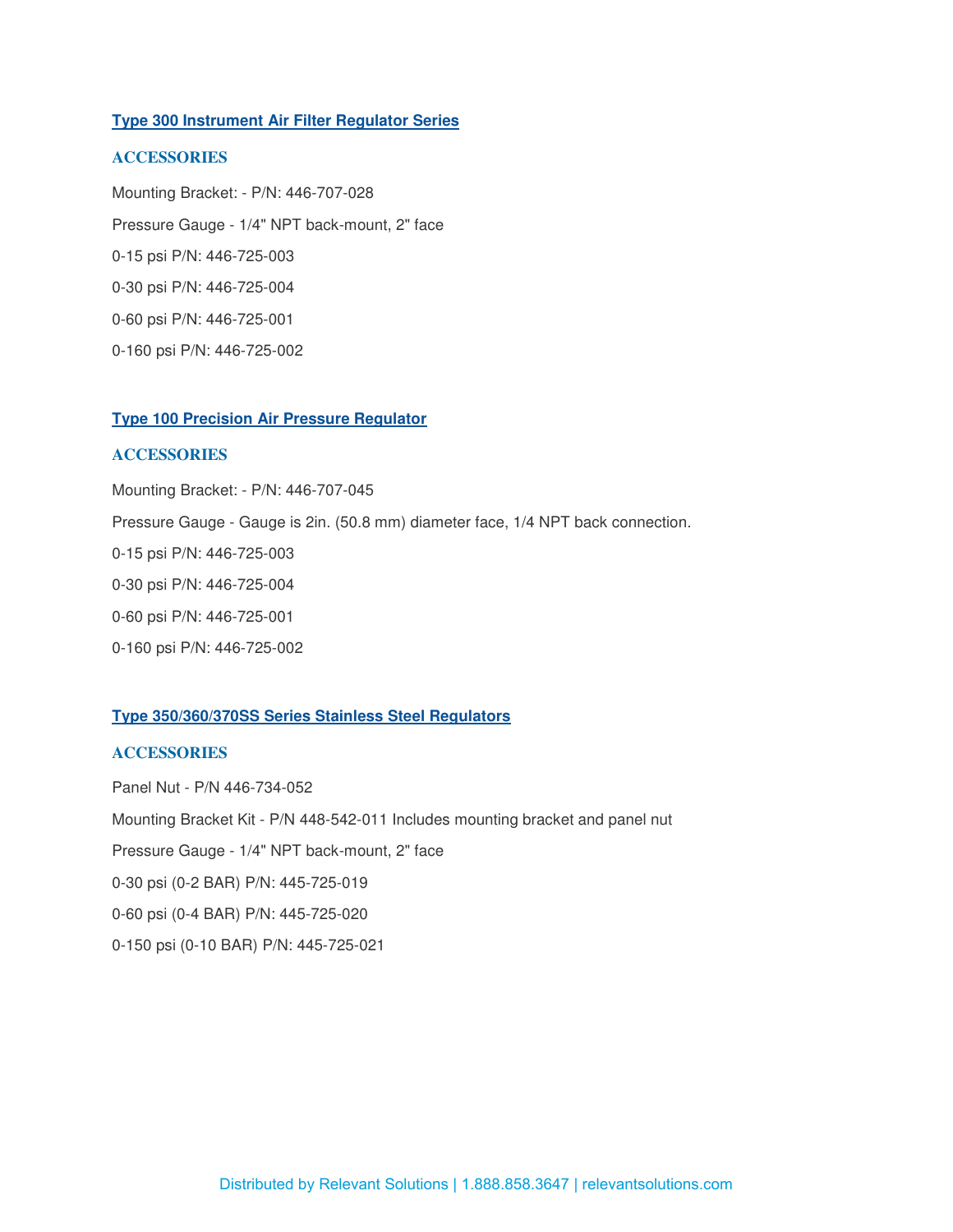## Type 300 Instrument Air Filter Regulator Series

### ACCESSORIES

Mounting Bracket: - P/N: 446-707-028

Pressure Gauge - 1/4" NPT back-mount, 2" face

0-15 psi P/N: 446-725-003

0-30 psi P/N: 446-725-004

0-60 psi P/N: 446-725-001

0-160 psi P/N: 446-725-002

## Type 100 Precision Air Pressure Regulator

### ACCESSORIES

Mounting Bracket: - P/N: 446-707-045

Pressure Gauge - Gauge is 2in. (50.8 mm) diameter face, 1/4 NPT back connection.

0-15 psi P/N: 446-725-003

0-30 psi P/N: 446-725-004

0-60 psi P/N: 446-725-001

0-160 psi P/N: 446-725-002

## Type 350/360/370SS Series Stainless Steel Regulators

### ACCESSORIES

Panel Nut - P/N 446-734-052

Mounting Bracket Kit - P/N 448-542-011 Includes mounting bracket and panel nut

Pressure Gauge - 1/4" NPT back-mount, 2" face

0-30 psi (0-2 BAR) P/N: 445-725-019

0-60 psi (0-4 BAR) P/N: 445-725-020

0-150 psi (0-10 BAR) P/N: 445-725-021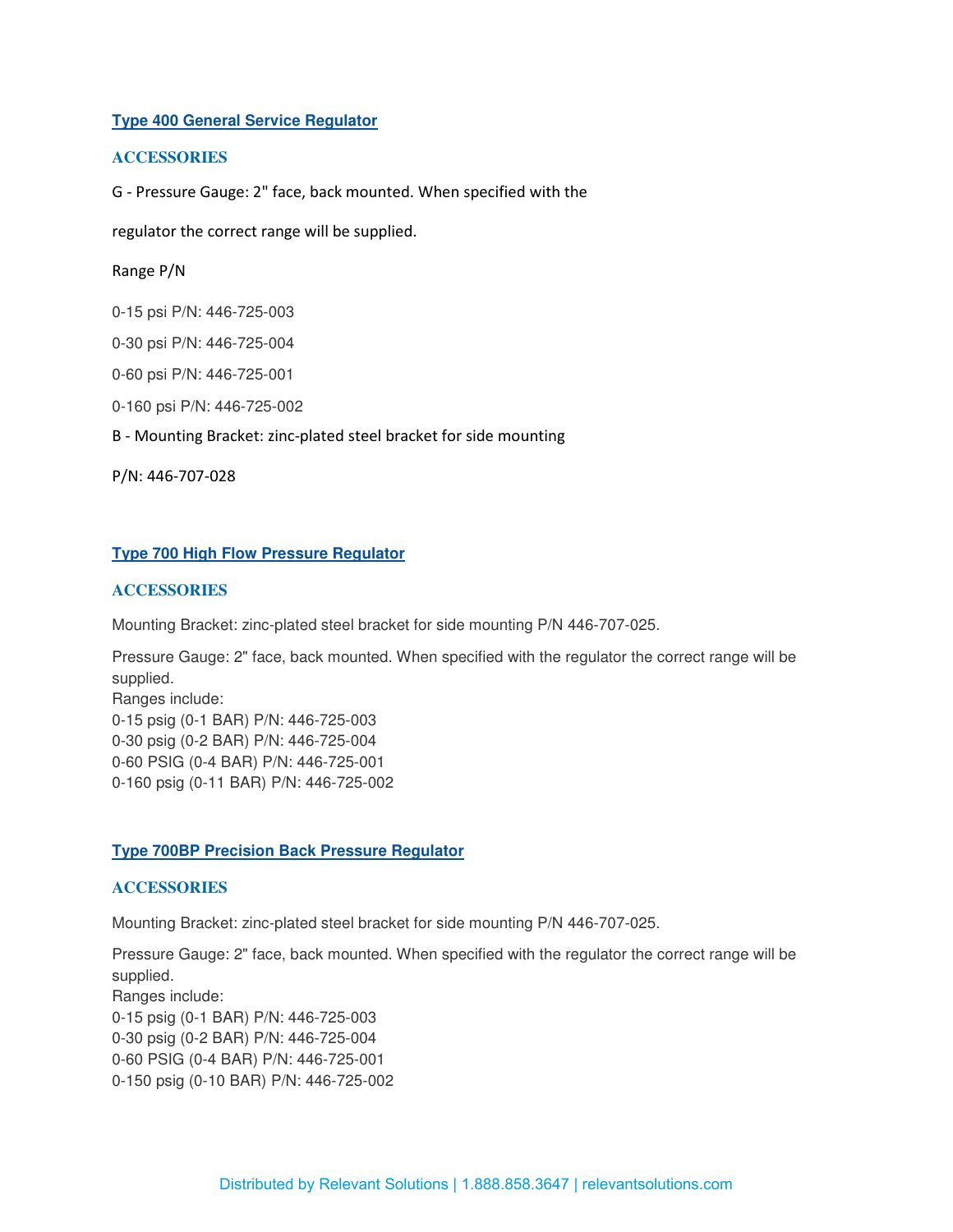## Type 400 General Service Regulator

### ACCESSORIES

G - Pressure Gauge: 2" face, back mounted. When specified with the

regulator the correct range will be supplied.

Range P/N

0-15 psi P/N: 446-725-003

0-30 psi P/N: 446-725-004

0-60 psi P/N: 446-725-001

0-160 psi P/N: 446-725-002

B - Mounting Bracket: zinc-plated steel bracket for side mounting

P/N: 446-707-028

## Type 700 High Flow Pressure Regulator

### ACCESSORIES

Mounting Bracket: zinc-plated steel bracket for side mounting P/N 446-707-025.

Pressure Gauge: 2" face, back mounted. When specified with the regulator the correct range will be supplied.
Ranges include:
0-15 psig (0-1 BAR) P/N: 446-725-003
0-30 psig (0-2 BAR) P/N: 446-725-004
0-60 PSIG (0-4 BAR) P/N: 446-725-001
0-160 psig (0-11 BAR) P/N: 446-725-002

## Type 700BP Precision Back Pressure Regulator

### ACCESSORIES

Mounting Bracket: zinc-plated steel bracket for side mounting P/N 446-707-025.

Pressure Gauge: 2" face, back mounted. When specified with the regulator the correct range will be supplied.
Ranges include:
0-15 psig (0-1 BAR) P/N: 446-725-003
0-30 psig (0-2 BAR) P/N: 446-725-004
0-60 PSIG (0-4 BAR) P/N: 446-725-001
0-150 psig (0-10 BAR) P/N: 446-725-002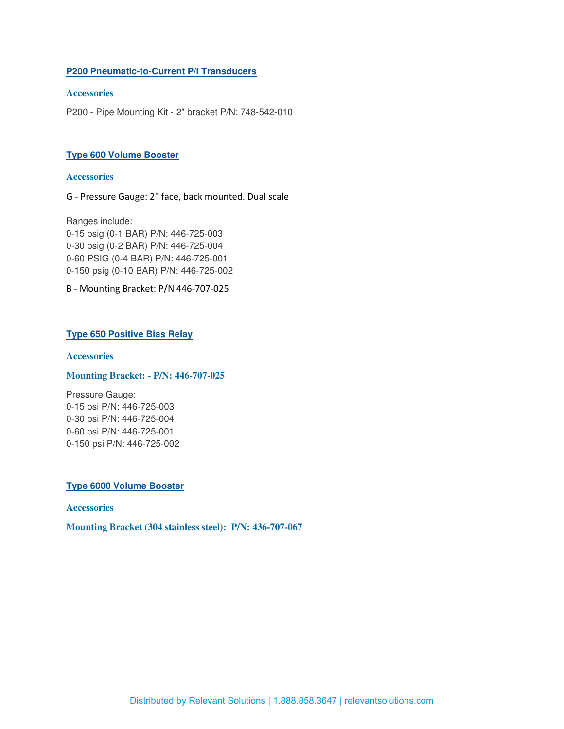## P200 Pneumatic-to-Current P/I Transducers

### Accessories

P200 - Pipe Mounting Kit - 2" bracket P/N: 748-542-010

## Type 600 Volume Booster

### Accessories

G - Pressure Gauge: 2" face, back mounted. Dual scale

Ranges include:
0-15 psig (0-1 BAR) P/N: 446-725-003
0-30 psig (0-2 BAR) P/N: 446-725-004
0-60 PSIG (0-4 BAR) P/N: 446-725-001
0-150 psig (0-10 BAR) P/N: 446-725-002

B - Mounting Bracket: P/N 446-707-025

## Type 650 Positive Bias Relay

### Accessories

**Mounting Bracket: - P/N: 446-707-025**

Pressure Gauge:
0-15 psi P/N: 446-725-003
0-30 psi P/N: 446-725-004
0-60 psi P/N: 446-725-001
0-150 psi P/N: 446-725-002

## Type 6000 Volume Booster

### Accessories

**Mounting Bracket (304 stainless steel): P/N: 436-707-067**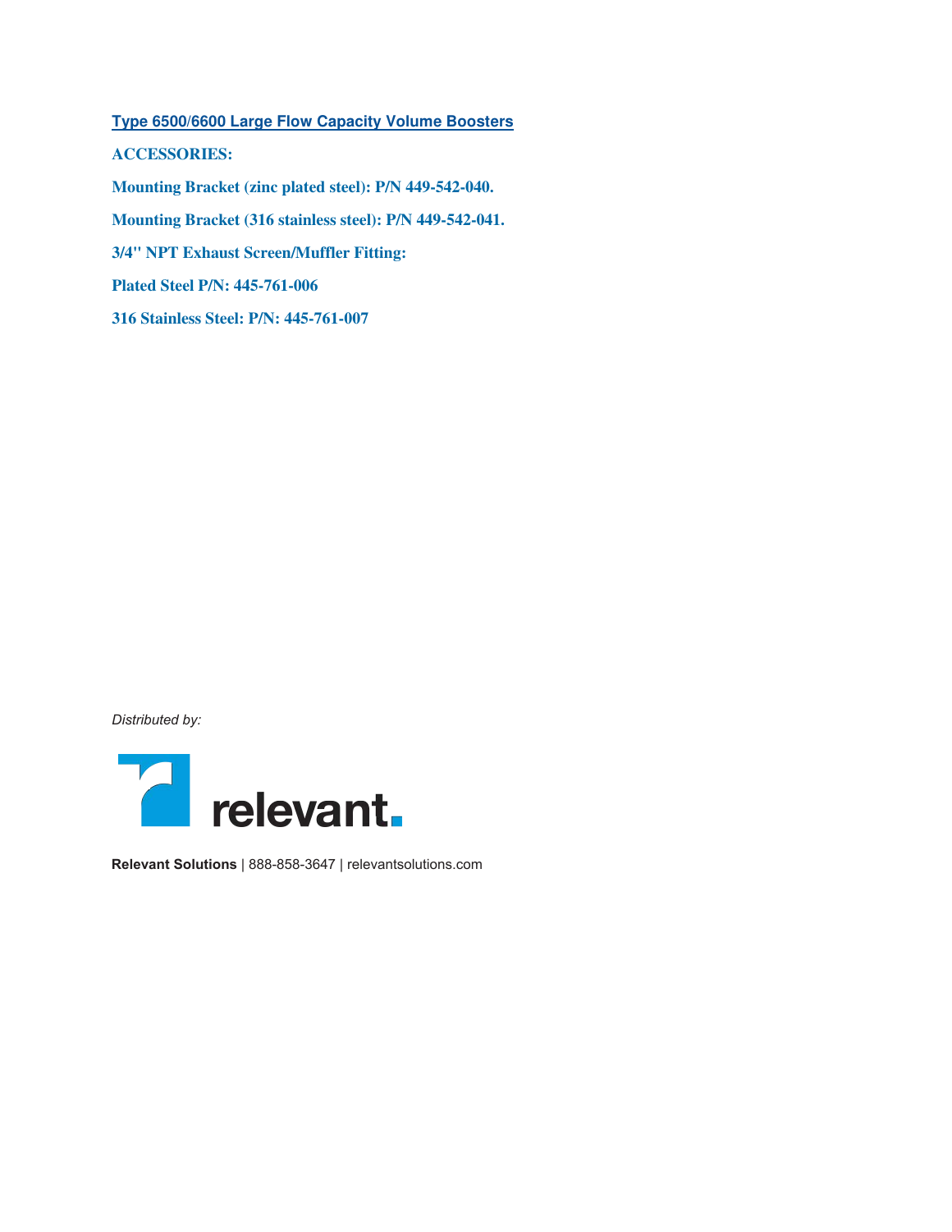## Type 6500/6600 Large Flow Capacity Volume Boosters

**ACCESSORIES:**

**Mounting Bracket (zinc plated steel): P/N 449-542-040.**

**Mounting Bracket (316 stainless steel): P/N 449-542-041.**

**3/4" NPT Exhaust Screen/Muffler Fitting:**

**Plated Steel P/N: 445-761-006**

**316 Stainless Steel: P/N: 445-761-007**

*Distributed by:*

relevant.

**Relevant Solutions** | 888-858-3647 | relevantsolutions.com